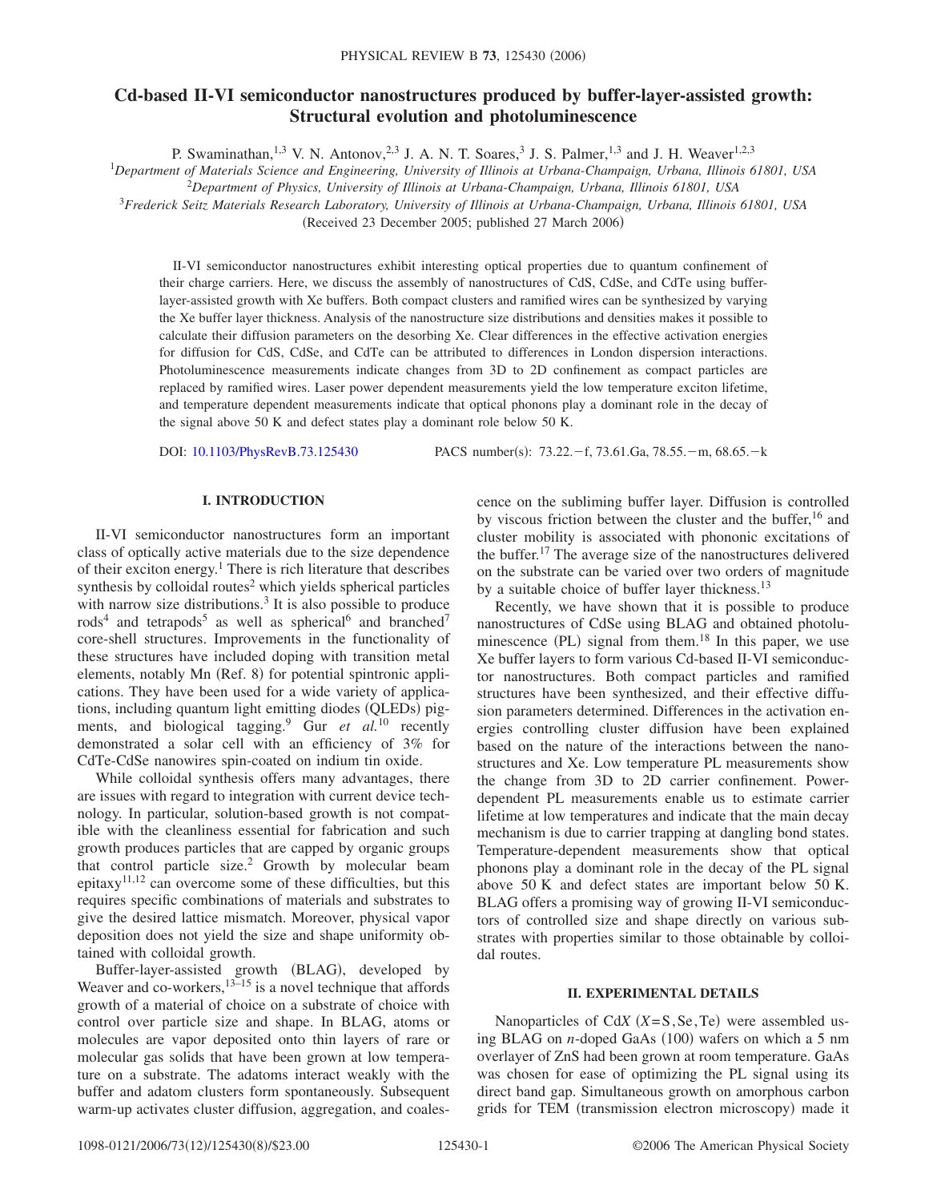# Cd-based II-VI semiconductor nanostructures produced by buffer-layer-assisted growth: Structural evolution and photoluminescence

P. Swaminathan,[1,3] V. N. Antonov,[2,3] J. A. N. T. Soares,[3] J. S. Palmer,[1,3] and J. H. Weaver[1,2,3]

[1]Department of Materials Science and Engineering, University of Illinois at Urbana-Champaign, Urbana, Illinois 61801, USA
[2]Department of Physics, University of Illinois at Urbana-Champaign, Urbana, Illinois 61801, USA
[3]Frederick Seitz Materials Research Laboratory, University of Illinois at Urbana-Champaign, Urbana, Illinois 61801, USA

(Received 23 December 2005; published 27 March 2006)

II-VI semiconductor nanostructures exhibit interesting optical properties due to quantum confinement of their charge carriers. Here, we discuss the assembly of nanostructures of CdS, CdSe, and CdTe using buffer-layer-assisted growth with Xe buffers. Both compact clusters and ramified wires can be synthesized by varying the Xe buffer layer thickness. Analysis of the nanostructure size distributions and densities makes it possible to calculate their diffusion parameters on the desorbing Xe. Clear differences in the effective activation energies for diffusion for CdS, CdSe, and CdTe can be attributed to differences in London dispersion interactions. Photoluminescence measurements indicate changes from 3D to 2D confinement as compact particles are replaced by ramified wires. Laser power dependent measurements yield the low temperature exciton lifetime, and temperature dependent measurements indicate that optical phonons play a dominant role in the decay of the signal above 50 K and defect states play a dominant role below 50 K.

DOI: 10.1103/PhysRevB.73.125430 PACS number(s): 73.22.−f, 73.61.Ga, 78.55.−m, 68.65.−k

## I. INTRODUCTION

II-VI semiconductor nanostructures form an important class of optically active materials due to the size dependence of their exciton energy.[1] There is rich literature that describes synthesis by colloidal routes[2] which yields spherical particles with narrow size distributions.[3] It is also possible to produce rods[4] and tetrapods[5] as well as spherical[6] and branched[7] core-shell structures. Improvements in the functionality of these structures have included doping with transition metal elements, notably Mn (Ref. 8) for potential spintronic applications. They have been used for a wide variety of applications, including quantum light emitting diodes (QLEDs) pigments, and biological tagging.[9] Gur *et al.*[10] recently demonstrated a solar cell with an efficiency of 3% for CdTe-CdSe nanowires spin-coated on indium tin oxide.

While colloidal synthesis offers many advantages, there are issues with regard to integration with current device technology. In particular, solution-based growth is not compatible with the cleanliness essential for fabrication and such growth produces particles that are capped by organic groups that control particle size.[2] Growth by molecular beam epitaxy[11,12] can overcome some of these difficulties, but this requires specific combinations of materials and substrates to give the desired lattice mismatch. Moreover, physical vapor deposition does not yield the size and shape uniformity obtained with colloidal growth.

Buffer-layer-assisted growth (BLAG), developed by Weaver and co-workers,[13–15] is a novel technique that affords growth of a material of choice on a substrate of choice with control over particle size and shape. In BLAG, atoms or molecules are vapor deposited onto thin layers of rare or molecular gas solids that have been grown at low temperature on a substrate. The adatoms interact weakly with the buffer and adatom clusters form spontaneously. Subsequent warm-up activates cluster diffusion, aggregation, and coalescence on the subliming buffer layer. Diffusion is controlled by viscous friction between the cluster and the buffer,[16] and cluster mobility is associated with phononic excitations of the buffer.[17] The average size of the nanostructures delivered on the substrate can be varied over two orders of magnitude by a suitable choice of buffer layer thickness.[13]

Recently, we have shown that it is possible to produce nanostructures of CdSe using BLAG and obtained photoluminescence (PL) signal from them.[18] In this paper, we use Xe buffer layers to form various Cd-based II-VI semiconductor nanostructures. Both compact particles and ramified structures have been synthesized, and their effective diffusion parameters determined. Differences in the activation energies controlling cluster diffusion have been explained based on the nature of the interactions between the nanostructures and Xe. Low temperature PL measurements show the change from 3D to 2D carrier confinement. Power-dependent PL measurements enable us to estimate carrier lifetime at low temperatures and indicate that the main decay mechanism is due to carrier trapping at dangling bond states. Temperature-dependent measurements show that optical phonons play a dominant role in the decay of the PL signal above 50 K and defect states are important below 50 K. BLAG offers a promising way of growing II-VI semiconductors of controlled size and shape directly on various substrates with properties similar to those obtainable by colloidal routes.

## II. EXPERIMENTAL DETAILS

Nanoparticles of Cd$X$ ($X$=S,Se,Te) were assembled using BLAG on $n$-doped GaAs (100) wafers on which a 5 nm overlayer of ZnS had been grown at room temperature. GaAs was chosen for ease of optimizing the PL signal using its direct band gap. Simultaneous growth on amorphous carbon grids for TEM (transmission electron microscopy) made it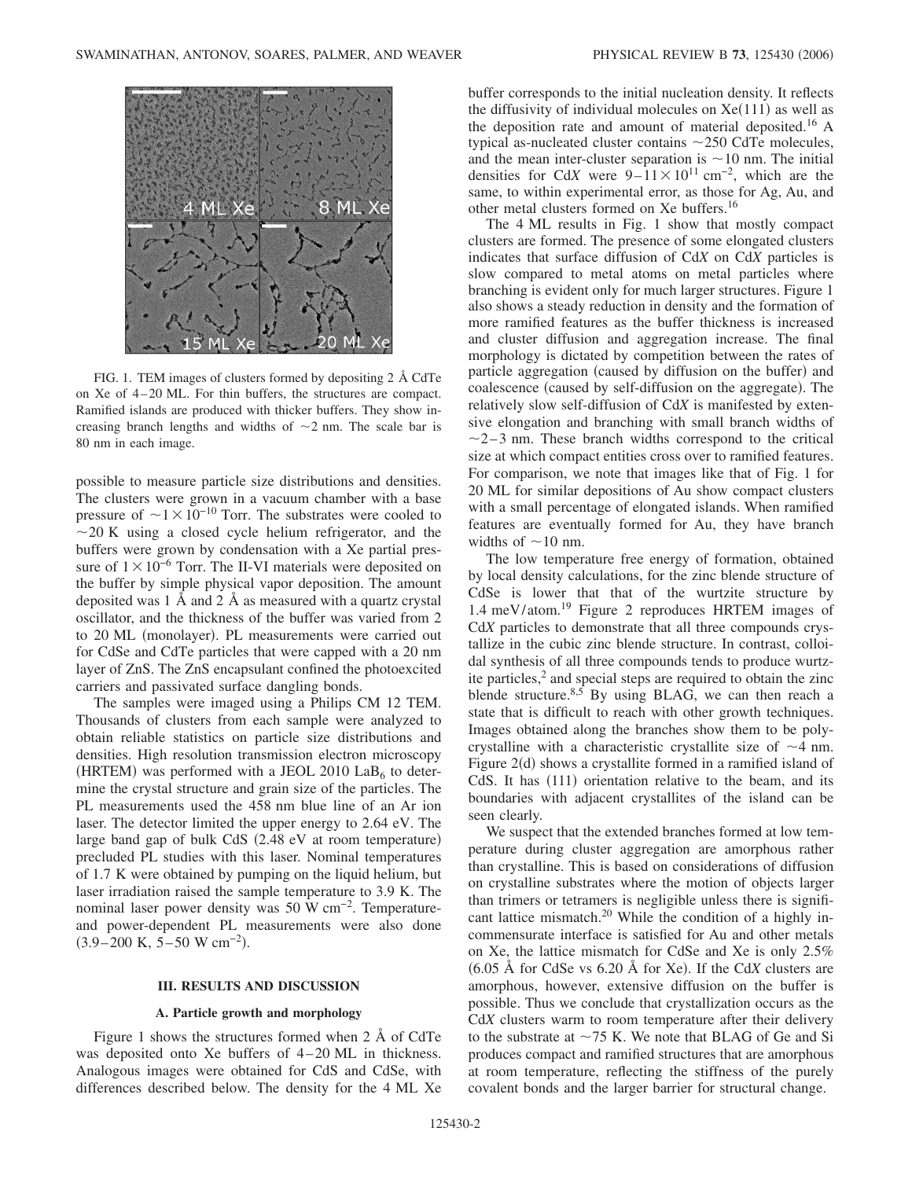FIG. 1. TEM images of clusters formed by depositing 2 Å CdTe on Xe of 4–20 ML. For thin buffers, the structures are compact. Ramified islands are produced with thicker buffers. They show increasing branch lengths and widths of ~2 nm. The scale bar is 80 nm in each image.

possible to measure particle size distributions and densities. The clusters were grown in a vacuum chamber with a base pressure of $\sim 1 \times 10^{-10}$ Torr. The substrates were cooled to ~20 K using a closed cycle helium refrigerator, and the buffers were grown by condensation with a Xe partial pressure of $1 \times 10^{-6}$ Torr. The II-VI materials were deposited on the buffer by simple physical vapor deposition. The amount deposited was 1 Å and 2 Å as measured with a quartz crystal oscillator, and the thickness of the buffer was varied from 2 to 20 ML (monolayer). PL measurements were carried out for CdSe and CdTe particles that were capped with a 20 nm layer of ZnS. The ZnS encapsulant confined the photoexcited carriers and passivated surface dangling bonds.

The samples were imaged using a Philips CM 12 TEM. Thousands of clusters from each sample were analyzed to obtain reliable statistics on particle size distributions and densities. High resolution transmission electron microscopy (HRTEM) was performed with a JEOL 2010 $LaB_6$ to determine the crystal structure and grain size of the particles. The PL measurements used the 458 nm blue line of an Ar ion laser. The detector limited the upper energy to 2.64 eV. The large band gap of bulk CdS (2.48 eV at room temperature) precluded PL studies with this laser. Nominal temperatures of 1.7 K were obtained by pumping on the liquid helium, but laser irradiation raised the sample temperature to 3.9 K. The nominal laser power density was 50 W $cm^{-2}$. Temperature- and power-dependent PL measurements were also done (3.9–200 K, 5–50 W $cm^{-2}$).

## III. RESULTS AND DISCUSSION

### A. Particle growth and morphology

Figure 1 shows the structures formed when 2 Å of CdTe was deposited onto Xe buffers of 4–20 ML in thickness. Analogous images were obtained for CdS and CdSe, with differences described below. The density for the 4 ML Xe buffer corresponds to the initial nucleation density. It reflects the diffusivity of individual molecules on Xe(111) as well as the deposition rate and amount of material deposited.[16] A typical as-nucleated cluster contains ~250 CdTe molecules, and the mean inter-cluster separation is ~10 nm. The initial densities for Cd*X* were $9-11 \times 10^{11}$ $cm^{-2}$, which are the same, to within experimental error, as those for Ag, Au, and other metal clusters formed on Xe buffers.[16]

The 4 ML results in Fig. 1 show that mostly compact clusters are formed. The presence of some elongated clusters indicates that surface diffusion of Cd*X* on Cd*X* particles is slow compared to metal atoms on metal particles where branching is evident only for much larger structures. Figure 1 also shows a steady reduction in density and the formation of more ramified features as the buffer thickness is increased and cluster diffusion and aggregation increase. The final morphology is dictated by competition between the rates of particle aggregation (caused by diffusion on the buffer) and coalescence (caused by self-diffusion on the aggregate). The relatively slow self-diffusion of Cd*X* is manifested by extensive elongation and branching with small branch widths of ~2–3 nm. These branch widths correspond to the critical size at which compact entities cross over to ramified features. For comparison, we note that images like that of Fig. 1 for 20 ML for similar depositions of Au show compact clusters with a small percentage of elongated islands. When ramified features are eventually formed for Au, they have branch widths of ~10 nm.

The low temperature free energy of formation, obtained by local density calculations, for the zinc blende structure of CdSe is lower that that of the wurtzite structure by 1.4 meV/atom.[19] Figure 2 reproduces HRTEM images of Cd*X* particles to demonstrate that all three compounds crystallize in the cubic zinc blende structure. In contrast, colloidal synthesis of all three compounds tends to produce wurtzite particles,[2] and special steps are required to obtain the zinc blende structure.[8,5] By using BLAG, we can then reach a state that is difficult to reach with other growth techniques. Images obtained along the branches show them to be polycrystalline with a characteristic crystallite size of ~4 nm. Figure 2(d) shows a crystallite formed in a ramified island of CdS. It has (111) orientation relative to the beam, and its boundaries with adjacent crystallites of the island can be seen clearly.

We suspect that the extended branches formed at low temperature during cluster aggregation are amorphous rather than crystalline. This is based on considerations of diffusion on crystalline substrates where the motion of objects larger than trimers or tetramers is negligible unless there is significant lattice mismatch.[20] While the condition of a highly incommensurate interface is satisfied for Au and other metals on Xe, the lattice mismatch for CdSe and Xe is only 2.5% (6.05 Å for CdSe vs 6.20 Å for Xe). If the Cd*X* clusters are amorphous, however, extensive diffusion on the buffer is possible. Thus we conclude that crystallization occurs as the Cd*X* clusters warm to room temperature after their delivery to the substrate at ~75 K. We note that BLAG of Ge and Si produces compact and ramified structures that are amorphous at room temperature, reflecting the stiffness of the purely covalent bonds and the larger barrier for structural change.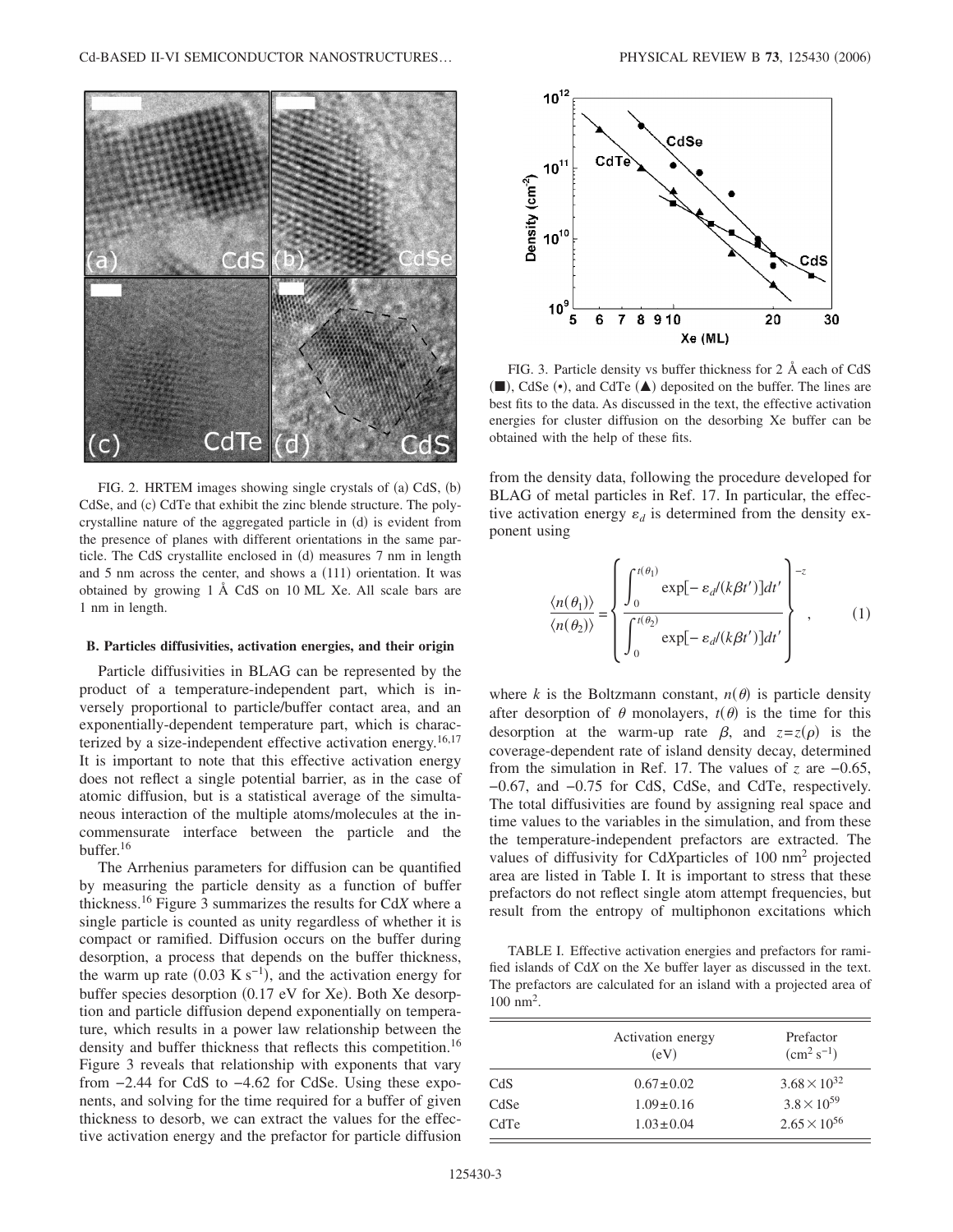FIG. 2. HRTEM images showing single crystals of (a) CdS, (b) CdSe, and (c) CdTe that exhibit the zinc blende structure. The polycrystalline nature of the aggregated particle in (d) is evident from the presence of planes with different orientations in the same particle. The CdS crystallite enclosed in (d) measures 7 nm in length and 5 nm across the center, and shows a (111) orientation. It was obtained by growing 1 Å CdS on 10 ML Xe. All scale bars are 1 nm in length.

### B. Particles diffusivities, activation energies, and their origin

Particle diffusivities in BLAG can be represented by the product of a temperature-independent part, which is inversely proportional to particle/buffer contact area, and an exponentially-dependent temperature part, which is characterized by a size-independent effective activation energy.[16,17] It is important to note that this effective activation energy does not reflect a single potential barrier, as in the case of atomic diffusion, but is a statistical average of the simultaneous interaction of the multiple atoms/molecules at the incommensurate interface between the particle and the buffer.[16]

The Arrhenius parameters for diffusion can be quantified by measuring the particle density as a function of buffer thickness.[16] Figure 3 summarizes the results for Cd*X* where a single particle is counted as unity regardless of whether it is compact or ramified. Diffusion occurs on the buffer during desorption, a process that depends on the buffer thickness, the warm up rate $(0.03\ \mathrm{K\,s^{-1}})$, and the activation energy for buffer species desorption (0.17 eV for Xe). Both Xe desorption and particle diffusion depend exponentially on temperature, which results in a power law relationship between the density and buffer thickness that reflects this competition.[16] Figure 3 reveals that relationship with exponents that vary from −2.44 for CdS to −4.62 for CdSe. Using these exponents, and solving for the time required for a buffer of given thickness to desorb, we can extract the values for the effective activation energy and the prefactor for particle diffusion from the density data, following the procedure developed for BLAG of metal particles in Ref. 17. In particular, the effective activation energy $\varepsilon_d$ is determined from the density exponent using

$$\frac{\langle n(\theta_1)\rangle}{\langle n(\theta_2)\rangle} = \left\{ \frac{\int_0^{t(\theta_1)} \exp[-\varepsilon_d/(k\beta t')]dt'}{\int_0^{t(\theta_2)} \exp[-\varepsilon_d/(k\beta t')]dt'} \right\}^{-z}, \qquad (1)$$

where $k$ is the Boltzmann constant, $n(\theta)$ is particle density after desorption of $\theta$ monolayers, $t(\theta)$ is the time for this desorption at the warm-up rate $\beta$, and $z=z(\rho)$ is the coverage-dependent rate of island density decay, determined from the simulation in Ref. 17. The values of $z$ are −0.65, −0.67, and −0.75 for CdS, CdSe, and CdTe, respectively. The total diffusivities are found by assigning real space and time values to the variables in the simulation, and from these the temperature-independent prefactors are extracted. The values of diffusivity for Cd*X*particles of 100 $\mathrm{nm}^2$ projected area are listed in Table I. It is important to stress that these prefactors do not reflect single atom attempt frequencies, but result from the entropy of multiphonon excitations which

FIG. 3. Particle density vs buffer thickness for 2 Å each of CdS (■), CdSe (•), and CdTe (▲) deposited on the buffer. The lines are best fits to the data. As discussed in the text, the effective activation energies for cluster diffusion on the desorbing Xe buffer can be obtained with the help of these fits.

TABLE I. Effective activation energies and prefactors for ramified islands of Cd*X* on the Xe buffer layer as discussed in the text. The prefactors are calculated for an island with a projected area of 100 $\mathrm{nm}^2$.

| | Activation energy (eV) | Prefactor $(\mathrm{cm^2\,s^{-1}})$ |
|---|---|---|
| CdS | $0.67 \pm 0.02$ | $3.68 \times 10^{32}$ |
| CdSe | $1.09 \pm 0.16$ | $3.8 \times 10^{59}$ |
| CdTe | $1.03 \pm 0.04$ | $2.65 \times 10^{56}$ |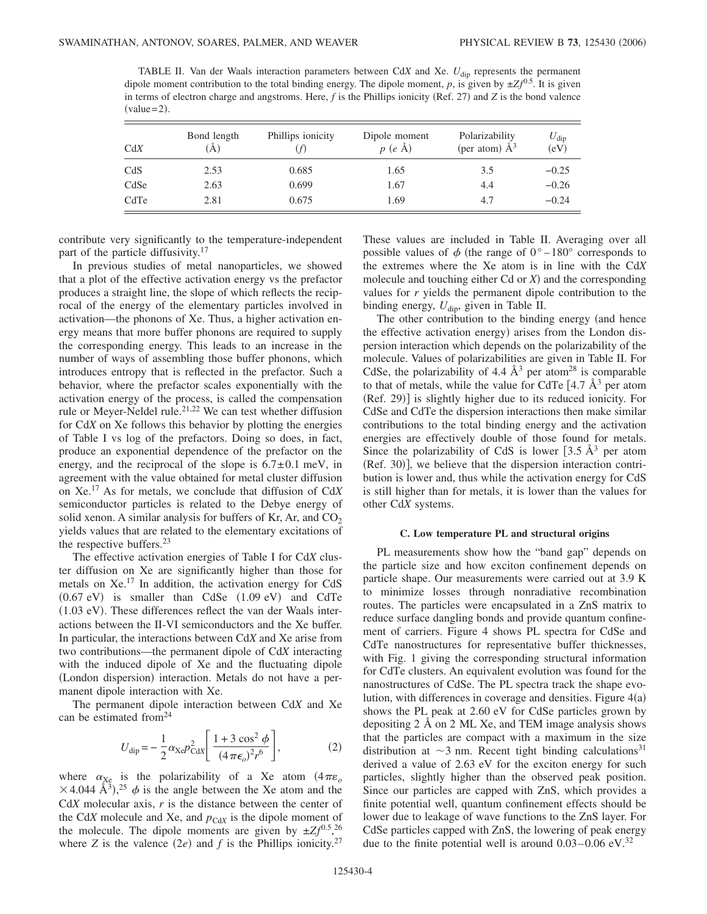TABLE II. Van der Waals interaction parameters between Cd*X* and Xe. $U_{dip}$ represents the permanent dipole moment contribution to the total binding energy. The dipole moment, *p*, is given by $\pm Zf^{0.5}$. It is given in terms of electron charge and angstroms. Here, *f* is the Phillips ionicity (Ref. 27) and *Z* is the bond valence (value=2).

| Cd*X* | Bond length (Å) | Phillips ionicity (*f*) | Dipole moment *p* (*e* Å) | Polarizability (per atom) Å$^3$ | $U_{dip}$ (eV) |
|---|---|---|---|---|---|
| CdS | 2.53 | 0.685 | 1.65 | 3.5 | −0.25 |
| CdSe | 2.63 | 0.699 | 1.67 | 4.4 | −0.26 |
| CdTe | 2.81 | 0.675 | 1.69 | 4.7 | −0.24 |

contribute very significantly to the temperature-independent part of the particle diffusivity.[17]

In previous studies of metal nanoparticles, we showed that a plot of the effective activation energy vs the prefactor produces a straight line, the slope of which reflects the reciprocal of the energy of the elementary particles involved in activation—the phonons of Xe. Thus, a higher activation energy means that more buffer phonons are required to supply the corresponding energy. This leads to an increase in the number of ways of assembling those buffer phonons, which introduces entropy that is reflected in the prefactor. Such a behavior, where the prefactor scales exponentially with the activation energy of the process, is called the compensation rule or Meyer-Neldel rule.[21,22] We can test whether diffusion for Cd*X* on Xe follows this behavior by plotting the energies of Table I vs log of the prefactors. Doing so does, in fact, produce an exponential dependence of the prefactor on the energy, and the reciprocal of the slope is $6.7\pm0.1$ meV, in agreement with the value obtained for metal cluster diffusion on Xe.[17] As for metals, we conclude that diffusion of Cd*X* semiconductor particles is related to the Debye energy of solid xenon. A similar analysis for buffers of Kr, Ar, and $CO_2$ yields values that are related to the elementary excitations of the respective buffers.[23]

The effective activation energies of Table I for Cd*X* cluster diffusion on Xe are significantly higher than those for metals on Xe.[17] In addition, the activation energy for CdS (0.67 eV) is smaller than CdSe (1.09 eV) and CdTe (1.03 eV). These differences reflect the van der Waals interactions between the II-VI semiconductors and the Xe buffer. In particular, the interactions between Cd*X* and Xe arise from two contributions—the permanent dipole of Cd*X* interacting with the induced dipole of Xe and the fluctuating dipole (London dispersion) interaction. Metals do not have a permanent dipole interaction with Xe.

The permanent dipole interaction between Cd*X* and Xe can be estimated from[24]

$$U_{dip} = -\frac{1}{2}\alpha_{Xe}p_{CdX}^2\left[\frac{1+3\cos^2\phi}{(4\pi\epsilon_o)^2 r^6}\right], \qquad (2)$$

where $\alpha_{Xe}$ is the polarizability of a Xe atom ($4\pi\varepsilon_o \times 4.044$ Å$^3$),[25] $\phi$ is the angle between the Xe atom and the Cd*X* molecular axis, *r* is the distance between the center of the Cd*X* molecule and Xe, and $p_{CdX}$ is the dipole moment of the molecule. The dipole moments are given by $\pm Zf^{0.5}$,[26] where *Z* is the valence (2*e*) and *f* is the Phillips ionicity.[27] These values are included in Table II. Averaging over all possible values of $\phi$ (the range of 0°–180° corresponds to the extremes where the Xe atom is in line with the Cd*X* molecule and touching either Cd or *X*) and the corresponding values for *r* yields the permanent dipole contribution to the binding energy, $U_{dip}$, given in Table II.

The other contribution to the binding energy (and hence the effective activation energy) arises from the London dispersion interaction which depends on the polarizability of the molecule. Values of polarizabilities are given in Table II. For CdSe, the polarizability of 4.4 Å$^3$ per atom[28] is comparable to that of metals, while the value for CdTe [4.7 Å$^3$ per atom (Ref. 29)] is slightly higher due to its reduced ionicity. For CdSe and CdTe the dispersion interactions then make similar contributions to the total binding energy and the activation energies are effectively double of those found for metals. Since the polarizability of CdS is lower [3.5 Å$^3$ per atom (Ref. 30)], we believe that the dispersion interaction contribution is lower and, thus while the activation energy for CdS is still higher than for metals, it is lower than the values for other Cd*X* systems.

### C. Low temperature PL and structural origins

PL measurements show how the "band gap" depends on the particle size and how exciton confinement depends on particle shape. Our measurements were carried out at 3.9 K to minimize losses through nonradiative recombination routes. The particles were encapsulated in a ZnS matrix to reduce surface dangling bonds and provide quantum confinement of carriers. Figure 4 shows PL spectra for CdSe and CdTe nanostructures for representative buffer thicknesses, with Fig. 1 giving the corresponding structural information for CdTe clusters. An equivalent evolution was found for the nanostructures of CdSe. The PL spectra track the shape evolution, with differences in coverage and densities. Figure 4(a) shows the PL peak at 2.60 eV for CdSe particles grown by depositing 2 Å on 2 ML Xe, and TEM image analysis shows that the particles are compact with a maximum in the size distribution at ~3 nm. Recent tight binding calculations[31] derived a value of 2.63 eV for the exciton energy for such particles, slightly higher than the observed peak position. Since our particles are capped with ZnS, which provides a finite potential well, quantum confinement effects should be lower due to leakage of wave functions to the ZnS layer. For CdSe particles capped with ZnS, the lowering of peak energy due to the finite potential well is around 0.03–0.06 eV.[32]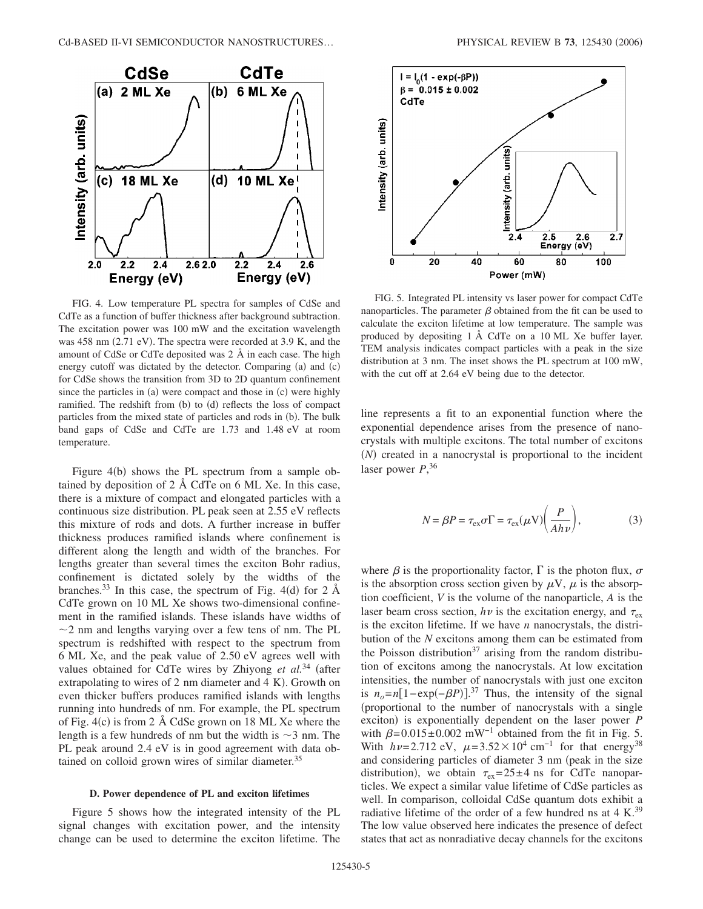FIG. 4. Low temperature PL spectra for samples of CdSe and CdTe as a function of buffer thickness after background subtraction. The excitation power was 100 mW and the excitation wavelength was 458 nm (2.71 eV). The spectra were recorded at 3.9 K, and the amount of CdSe or CdTe deposited was 2 Å in each case. The high energy cutoff was dictated by the detector. Comparing (a) and (c) for CdSe shows the transition from 3D to 2D quantum confinement since the particles in (a) were compact and those in (c) were highly ramified. The redshift from (b) to (d) reflects the loss of compact particles from the mixed state of particles and rods in (b). The bulk band gaps of CdSe and CdTe are 1.73 and 1.48 eV at room temperature.

Figure 4(b) shows the PL spectrum from a sample obtained by deposition of 2 Å CdTe on 6 ML Xe. In this case, there is a mixture of compact and elongated particles with a continuous size distribution. PL peak seen at 2.55 eV reflects this mixture of rods and dots. A further increase in buffer thickness produces ramified islands where confinement is different along the length and width of the branches. For lengths greater than several times the exciton Bohr radius, confinement is dictated solely by the widths of the branches.[33] In this case, the spectrum of Fig. 4(d) for 2 Å CdTe grown on 10 ML Xe shows two-dimensional confinement in the ramified islands. These islands have widths of $\sim$2 nm and lengths varying over a few tens of nm. The PL spectrum is redshifted with respect to the spectrum from 6 ML Xe, and the peak value of 2.50 eV agrees well with values obtained for CdTe wires by Zhiyong *et al.*[34] (after extrapolating to wires of 2 nm diameter and 4 K). Growth on even thicker buffers produces ramified islands with lengths running into hundreds of nm. For example, the PL spectrum of Fig. 4(c) is from 2 Å CdSe grown on 18 ML Xe where the length is a few hundreds of nm but the width is $\sim$3 nm. The PL peak around 2.4 eV is in good agreement with data obtained on colloid grown wires of similar diameter.[35]

#### D. Power dependence of PL and exciton lifetimes

Figure 5 shows how the integrated intensity of the PL signal changes with excitation power, and the intensity change can be used to determine the exciton lifetime. The line represents a fit to an exponential function where the exponential dependence arises from the presence of nanocrystals with multiple excitons. The total number of excitons ($N$) created in a nanocrystal is proportional to the incident laser power $P$,[36]

FIG. 5. Integrated PL intensity vs laser power for compact CdTe nanoparticles. The parameter $\beta$ obtained from the fit can be used to calculate the exciton lifetime at low temperature. The sample was produced by depositing 1 Å CdTe on a 10 ML Xe buffer layer. TEM analysis indicates compact particles with a peak in the size distribution at 3 nm. The inset shows the PL spectrum at 100 mW, with the cut off at 2.64 eV being due to the detector.

$$N = \beta P = \tau_{ex}\sigma\Gamma = \tau_{ex}(\mu V)\left(\frac{P}{Ah\nu}\right), \tag{3}$$

where $\beta$ is the proportionality factor, $\Gamma$ is the photon flux, $\sigma$ is the absorption cross section given by $\mu$V, $\mu$ is the absorption coefficient, $V$ is the volume of the nanoparticle, $A$ is the laser beam cross section, $h\nu$ is the excitation energy, and $\tau_{ex}$ is the exciton lifetime. If we have $n$ nanocrystals, the distribution of the $N$ excitons among them can be estimated from the Poisson distribution[37] arising from the random distribution of excitons among the nanocrystals. At low excitation intensities, the number of nanocrystals with just one exciton is $n_o = n[1-\exp(-\beta P)]$.[37] Thus, the intensity of the signal (proportional to the number of nanocrystals with a single exciton) is exponentially dependent on the laser power $P$ with $\beta = 0.015 \pm 0.002$ mW$^{-1}$ obtained from the fit in Fig. 5. With $h\nu = 2.712$ eV, $\mu = 3.52 \times 10^4$ cm$^{-1}$ for that energy[38] and considering particles of diameter 3 nm (peak in the size distribution), we obtain $\tau_{ex} = 25 \pm 4$ ns for CdTe nanoparticles. We expect a similar value lifetime of CdSe particles as well. In comparison, colloidal CdSe quantum dots exhibit a radiative lifetime of the order of a few hundred ns at 4 K.[39] The low value observed here indicates the presence of defect states that act as nonradiative decay channels for the excitons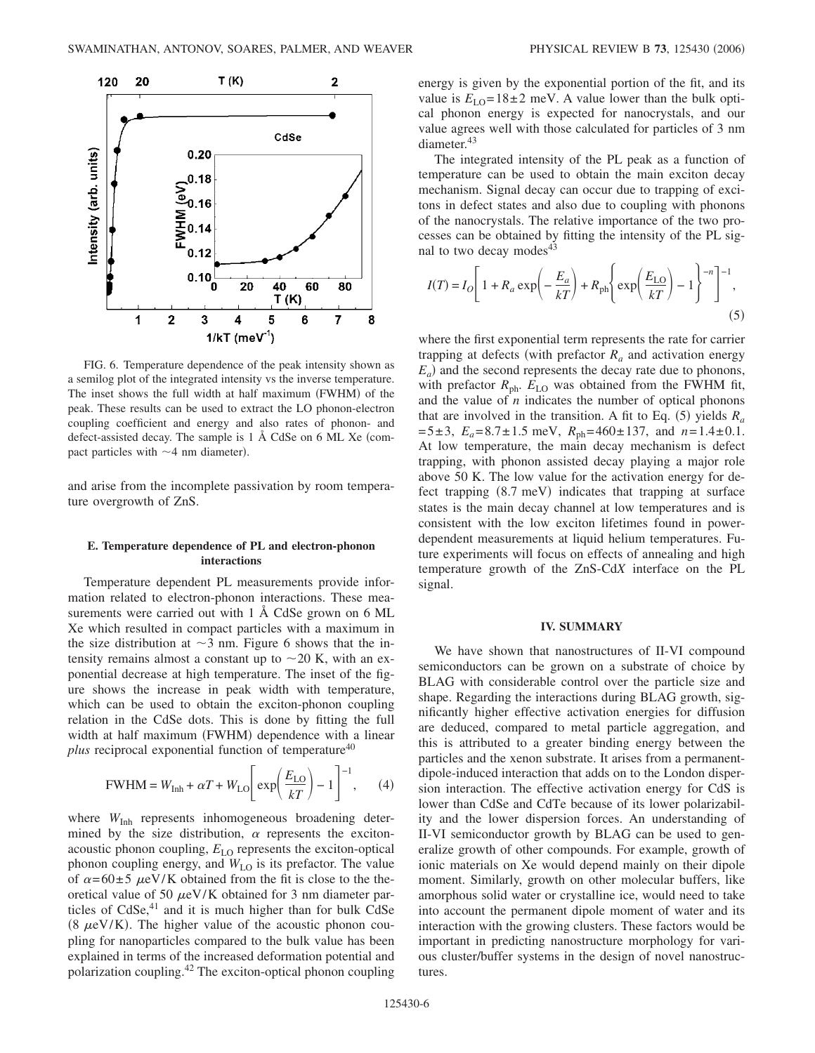FIG. 6. Temperature dependence of the peak intensity shown as a semilog plot of the integrated intensity vs the inverse temperature. The inset shows the full width at half maximum (FWHM) of the peak. These results can be used to extract the LO phonon-electron coupling coefficient and energy and also rates of phonon- and defect-assisted decay. The sample is 1 Å CdSe on 6 ML Xe (compact particles with ~4 nm diameter).

and arise from the incomplete passivation by room temperature overgrowth of ZnS.

### E. Temperature dependence of PL and electron-phonon interactions

Temperature dependent PL measurements provide information related to electron-phonon interactions. These measurements were carried out with 1 Å CdSe grown on 6 ML Xe which resulted in compact particles with a maximum in the size distribution at ~3 nm. Figure 6 shows that the intensity remains almost a constant up to ~20 K, with an exponential decrease at high temperature. The inset of the figure shows the increase in peak width with temperature, which can be used to obtain the exciton-phonon coupling relation in the CdSe dots. This is done by fitting the full width at half maximum (FWHM) dependence with a linear *plus* reciprocal exponential function of temperature[40]

$$\text{FWHM} = W_{\text{Inh}} + \alpha T + W_{\text{LO}}\left[\exp\left(\frac{E_{\text{LO}}}{kT}\right) - 1\right]^{-1}, \qquad (4)$$

where $W_{\text{Inh}}$ represents inhomogeneous broadening determined by the size distribution, $\alpha$ represents the exciton-acoustic phonon coupling, $E_{\text{LO}}$ represents the exciton-optical phonon coupling energy, and $W_{\text{LO}}$ is its prefactor. The value of $\alpha = 60 \pm 5$ $\mu$eV/K obtained from the fit is close to the theoretical value of 50 $\mu$eV/K obtained for 3 nm diameter particles of CdSe,[41] and it is much higher than for bulk CdSe (8 $\mu$eV/K). The higher value of the acoustic phonon coupling for nanoparticles compared to the bulk value has been explained in terms of the increased deformation potential and polarization coupling.[42] The exciton-optical phonon coupling energy is given by the exponential portion of the fit, and its value is $E_{\text{LO}} = 18 \pm 2$ meV. A value lower than the bulk optical phonon energy is expected for nanocrystals, and our value agrees well with those calculated for particles of 3 nm diameter.[43]

The integrated intensity of the PL peak as a function of temperature can be used to obtain the main exciton decay mechanism. Signal decay can occur due to trapping of excitons in defect states and also due to coupling with phonons of the nanocrystals. The relative importance of the two processes can be obtained by fitting the intensity of the PL signal to two decay modes[43]

$$I(T) = I_O\left[1 + R_a \exp\left(-\frac{E_a}{kT}\right) + R_{\text{ph}}\left\{\exp\left(\frac{E_{\text{LO}}}{kT}\right) - 1\right\}^{-n}\right]^{-1}, \qquad (5)$$

where the first exponential term represents the rate for carrier trapping at defects (with prefactor $R_a$ and activation energy $E_a$) and the second represents the decay rate due to phonons, with prefactor $R_{\text{ph}}$. $E_{\text{LO}}$ was obtained from the FWHM fit, and the value of $n$ indicates the number of optical phonons that are involved in the transition. A fit to Eq. (5) yields $R_a = 5 \pm 3$, $E_a = 8.7 \pm 1.5$ meV, $R_{\text{ph}} = 460 \pm 137$, and $n = 1.4 \pm 0.1$. At low temperature, the main decay mechanism is defect trapping, with phonon assisted decay playing a major role above 50 K. The low value for the activation energy for defect trapping (8.7 meV) indicates that trapping at surface states is the main decay channel at low temperatures and is consistent with the low exciton lifetimes found in power-dependent measurements at liquid helium temperatures. Future experiments will focus on effects of annealing and high temperature growth of the ZnS-Cd*X* interface on the PL signal.

## IV. SUMMARY

We have shown that nanostructures of II-VI compound semiconductors can be grown on a substrate of choice by BLAG with considerable control over the particle size and shape. Regarding the interactions during BLAG growth, significantly higher effective activation energies for diffusion are deduced, compared to metal particle aggregation, and this is attributed to a greater binding energy between the particles and the xenon substrate. It arises from a permanent-dipole-induced interaction that adds on to the London dispersion interaction. The effective activation energy for CdS is lower than CdSe and CdTe because of its lower polarizability and the lower dispersion forces. An understanding of II-VI semiconductor growth by BLAG can be used to generalize growth of other compounds. For example, growth of ionic materials on Xe would depend mainly on their dipole moment. Similarly, growth on other molecular buffers, like amorphous solid water or crystalline ice, would need to take into account the permanent dipole moment of water and its interaction with the growing clusters. These factors would be important in predicting nanostructure morphology for various cluster/buffer systems in the design of novel nanostructures.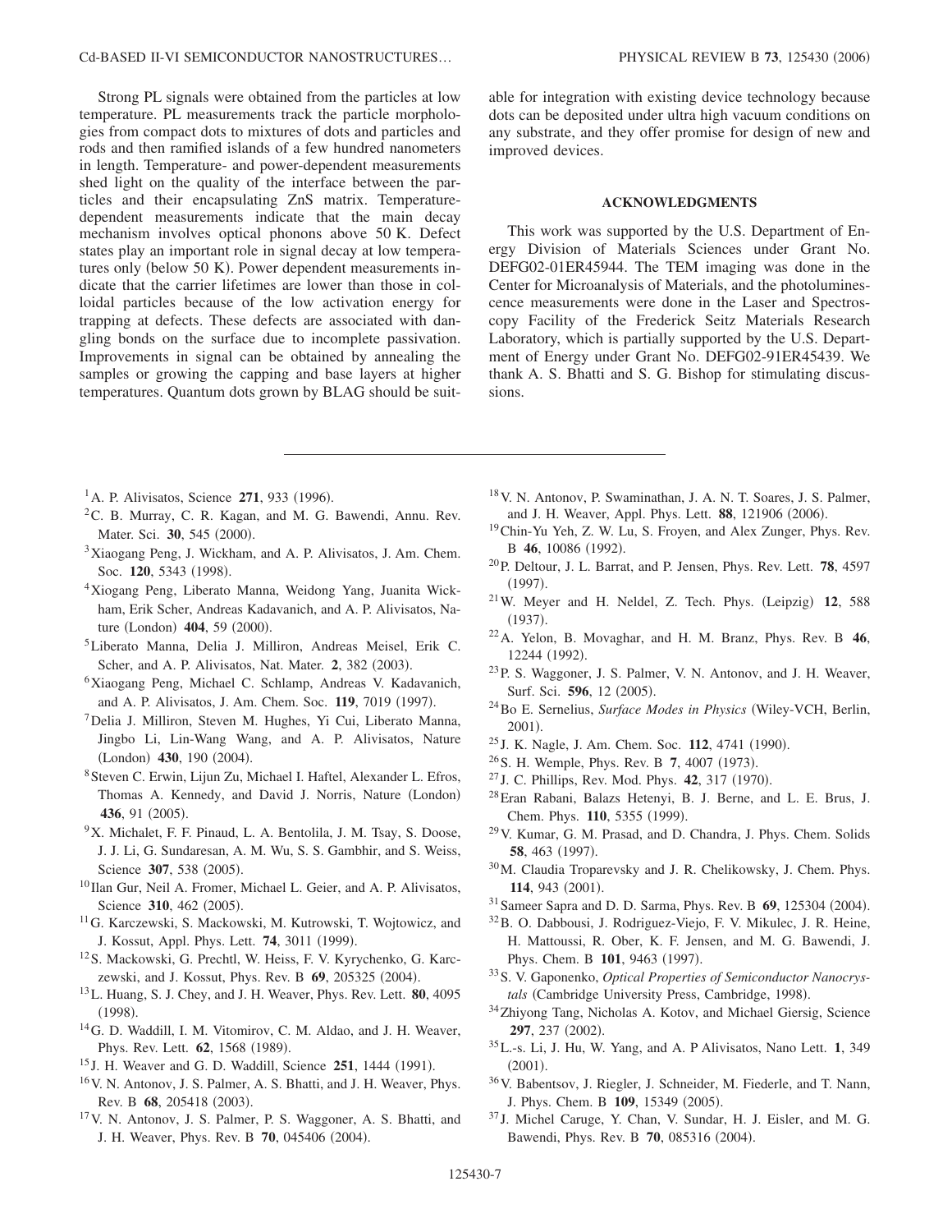Strong PL signals were obtained from the particles at low temperature. PL measurements track the particle morphologies from compact dots to mixtures of dots and particles and rods and then ramified islands of a few hundred nanometers in length. Temperature- and power-dependent measurements shed light on the quality of the interface between the particles and their encapsulating ZnS matrix. Temperature-dependent measurements indicate that the main decay mechanism involves optical phonons above 50 K. Defect states play an important role in signal decay at low temperatures only (below 50 K). Power dependent measurements indicate that the carrier lifetimes are lower than those in colloidal particles because of the low activation energy for trapping at defects. These defects are associated with dangling bonds on the surface due to incomplete passivation. Improvements in signal can be obtained by annealing the samples or growing the capping and base layers at higher temperatures. Quantum dots grown by BLAG should be suitable for integration with existing device technology because dots can be deposited under ultra high vacuum conditions on any substrate, and they offer promise for design of new and improved devices.

## ACKNOWLEDGMENTS

This work was supported by the U.S. Department of Energy Division of Materials Sciences under Grant No. DEFG02-01ER45944. The TEM imaging was done in the Center for Microanalysis of Materials, and the photoluminescence measurements were done in the Laser and Spectroscopy Facility of the Frederick Seitz Materials Research Laboratory, which is partially supported by the U.S. Department of Energy under Grant No. DEFG02-91ER45439. We thank A. S. Bhatti and S. G. Bishop for stimulating discussions.

---

[1] A. P. Alivisatos, Science **271**, 933 (1996).

[2] C. B. Murray, C. R. Kagan, and M. G. Bawendi, Annu. Rev. Mater. Sci. **30**, 545 (2000).

[3] Xiaogang Peng, J. Wickham, and A. P. Alivisatos, J. Am. Chem. Soc. **120**, 5343 (1998).

[4] Xiogang Peng, Liberato Manna, Weidong Yang, Juanita Wickham, Erik Scher, Andreas Kadavanich, and A. P. Alivisatos, Nature (London) **404**, 59 (2000).

[5] Liberato Manna, Delia J. Milliron, Andreas Meisel, Erik C. Scher, and A. P. Alivisatos, Nat. Mater. **2**, 382 (2003).

[6] Xiaogang Peng, Michael C. Schlamp, Andreas V. Kadavanich, and A. P. Alivisatos, J. Am. Chem. Soc. **119**, 7019 (1997).

[7] Delia J. Milliron, Steven M. Hughes, Yi Cui, Liberato Manna, Jingbo Li, Lin-Wang Wang, and A. P. Alivisatos, Nature (London) **430**, 190 (2004).

[8] Steven C. Erwin, Lijun Zu, Michael I. Haftel, Alexander L. Efros, Thomas A. Kennedy, and David J. Norris, Nature (London) **436**, 91 (2005).

[9] X. Michalet, F. F. Pinaud, L. A. Bentolila, J. M. Tsay, S. Doose, J. J. Li, G. Sundaresan, A. M. Wu, S. S. Gambhir, and S. Weiss, Science **307**, 538 (2005).

[10] Ilan Gur, Neil A. Fromer, Michael L. Geier, and A. P. Alivisatos, Science **310**, 462 (2005).

[11] G. Karczewski, S. Mackowski, M. Kutrowski, T. Wojtowicz, and J. Kossut, Appl. Phys. Lett. **74**, 3011 (1999).

[12] S. Mackowski, G. Prechtl, W. Heiss, F. V. Kyrychenko, G. Karczewski, and J. Kossut, Phys. Rev. B **69**, 205325 (2004).

[13] L. Huang, S. J. Chey, and J. H. Weaver, Phys. Rev. Lett. **80**, 4095 (1998).

[14] G. D. Waddill, I. M. Vitomirov, C. M. Aldao, and J. H. Weaver, Phys. Rev. Lett. **62**, 1568 (1989).

[15] J. H. Weaver and G. D. Waddill, Science **251**, 1444 (1991).

[16] V. N. Antonov, J. S. Palmer, A. S. Bhatti, and J. H. Weaver, Phys. Rev. B **68**, 205418 (2003).

[17] V. N. Antonov, J. S. Palmer, P. S. Waggoner, A. S. Bhatti, and J. H. Weaver, Phys. Rev. B **70**, 045406 (2004).

[18] V. N. Antonov, P. Swaminathan, J. A. N. T. Soares, J. S. Palmer, and J. H. Weaver, Appl. Phys. Lett. **88**, 121906 (2006).

[19] Chin-Yu Yeh, Z. W. Lu, S. Froyen, and Alex Zunger, Phys. Rev. B **46**, 10086 (1992).

[20] P. Deltour, J. L. Barrat, and P. Jensen, Phys. Rev. Lett. **78**, 4597 (1997).

[21] W. Meyer and H. Neldel, Z. Tech. Phys. (Leipzig) **12**, 588 (1937).

[22] A. Yelon, B. Movaghar, and H. M. Branz, Phys. Rev. B **46**, 12244 (1992).

[23] P. S. Waggoner, J. S. Palmer, V. N. Antonov, and J. H. Weaver, Surf. Sci. **596**, 12 (2005).

[24] Bo E. Sernelius, *Surface Modes in Physics* (Wiley-VCH, Berlin, 2001).

[25] J. K. Nagle, J. Am. Chem. Soc. **112**, 4741 (1990).

[26] S. H. Wemple, Phys. Rev. B **7**, 4007 (1973).

[27] J. C. Phillips, Rev. Mod. Phys. **42**, 317 (1970).

[28] Eran Rabani, Balazs Hetenyi, B. J. Berne, and L. E. Brus, J. Chem. Phys. **110**, 5355 (1999).

[29] V. Kumar, G. M. Prasad, and D. Chandra, J. Phys. Chem. Solids **58**, 463 (1997).

[30] M. Claudia Troparevsky and J. R. Chelikowsky, J. Chem. Phys. **114**, 943 (2001).

[31] Sameer Sapra and D. D. Sarma, Phys. Rev. B **69**, 125304 (2004).

[32] B. O. Dabbousi, J. Rodriguez-Viejo, F. V. Mikulec, J. R. Heine, H. Mattoussi, R. Ober, K. F. Jensen, and M. G. Bawendi, J. Phys. Chem. B **101**, 9463 (1997).

[33] S. V. Gaponenko, *Optical Properties of Semiconductor Nanocrystals* (Cambridge University Press, Cambridge, 1998).

[34] Zhiyong Tang, Nicholas A. Kotov, and Michael Giersig, Science **297**, 237 (2002).

[35] L.-s. Li, J. Hu, W. Yang, and A. P Alivisatos, Nano Lett. **1**, 349 (2001).

[36] V. Babentsov, J. Riegler, J. Schneider, M. Fiederle, and T. Nann, J. Phys. Chem. B **109**, 15349 (2005).

[37] J. Michel Caruge, Y. Chan, V. Sundar, H. J. Eisler, and M. G. Bawendi, Phys. Rev. B **70**, 085316 (2004).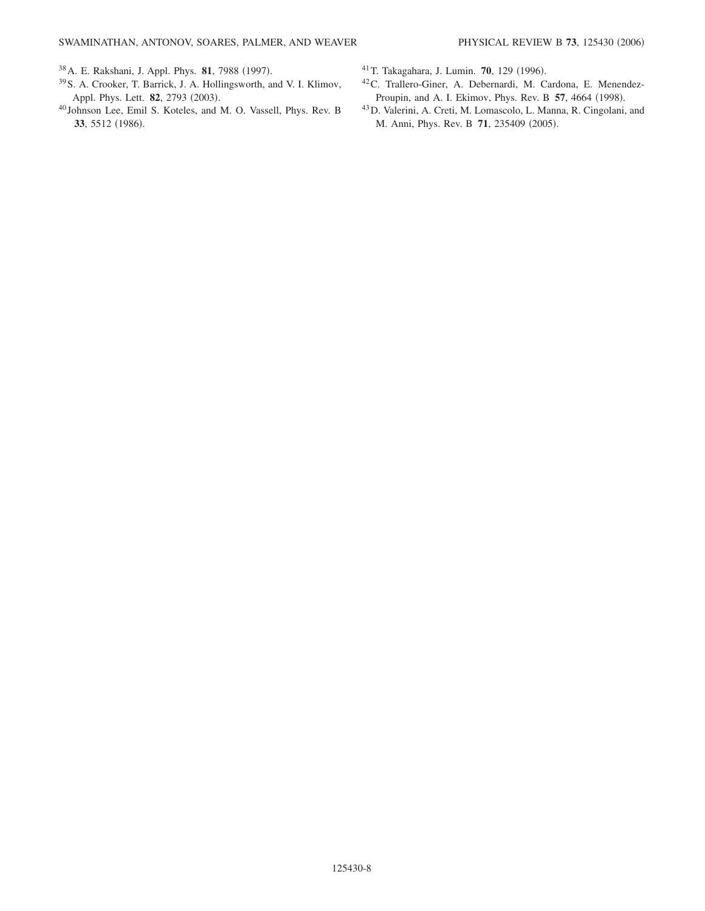[38] A. E. Rakshani, J. Appl. Phys. **81**, 7988 (1997).

[39] S. A. Crooker, T. Barrick, J. A. Hollingsworth, and V. I. Klimov, Appl. Phys. Lett. **82**, 2793 (2003).

[40] Johnson Lee, Emil S. Koteles, and M. O. Vassell, Phys. Rev. B **33**, 5512 (1986).

[41] T. Takagahara, J. Lumin. **70**, 129 (1996).

[42] C. Trallero-Giner, A. Debernardi, M. Cardona, E. Menendez-Proupin, and A. I. Ekimov, Phys. Rev. B **57**, 4664 (1998).

[43] D. Valerini, A. Creti, M. Lomascolo, L. Manna, R. Cingolani, and M. Anni, Phys. Rev. B **71**, 235409 (2005).